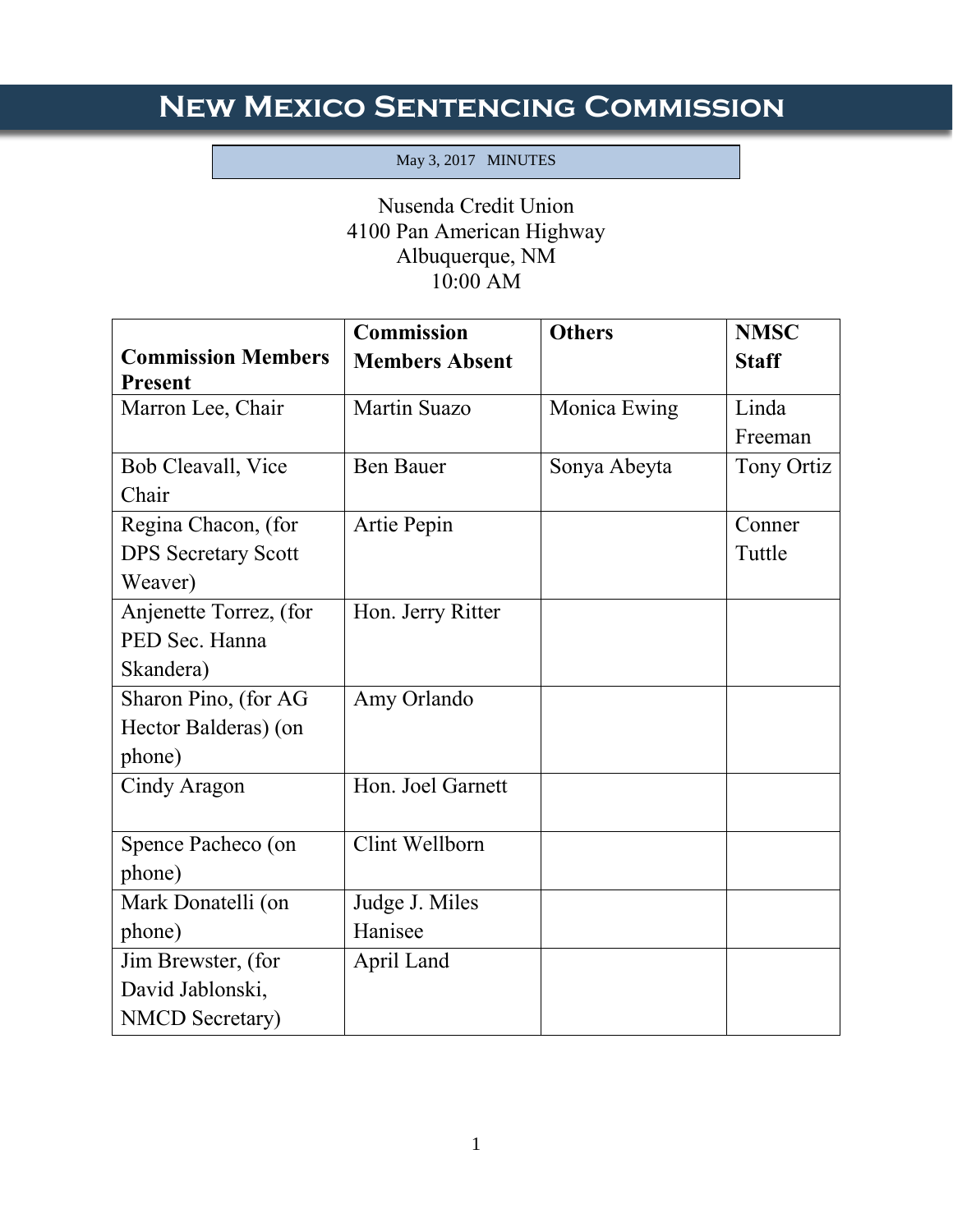# New Mexico Sentencing Commission

May 3, 2017 MINUTES

Nusenda Credit Union
4100 Pan American Highway
Albuquerque, NM
10:00 AM

| Commission Members Present | Commission Members Absent | Others | NMSC Staff |
|---|---|---|---|
| Marron Lee, Chair | Martin Suazo | Monica Ewing | Linda Freeman |
| Bob Cleavall, Vice Chair | Ben Bauer | Sonya Abeyta | Tony Ortiz |
| Regina Chacon, (for DPS Secretary Scott Weaver) | Artie Pepin | | Conner Tuttle |
| Anjenette Torrez, (for PED Sec. Hanna Skandera) | Hon. Jerry Ritter | | |
| Sharon Pino, (for AG Hector Balderas) (on phone) | Amy Orlando | | |
| Cindy Aragon | Hon. Joel Garnett | | |
| Spence Pacheco (on phone) | Clint Wellborn | | |
| Mark Donatelli (on phone) | Judge J. Miles Hanisee | | |
| Jim Brewster, (for David Jablonski, NMCD Secretary) | April Land | | |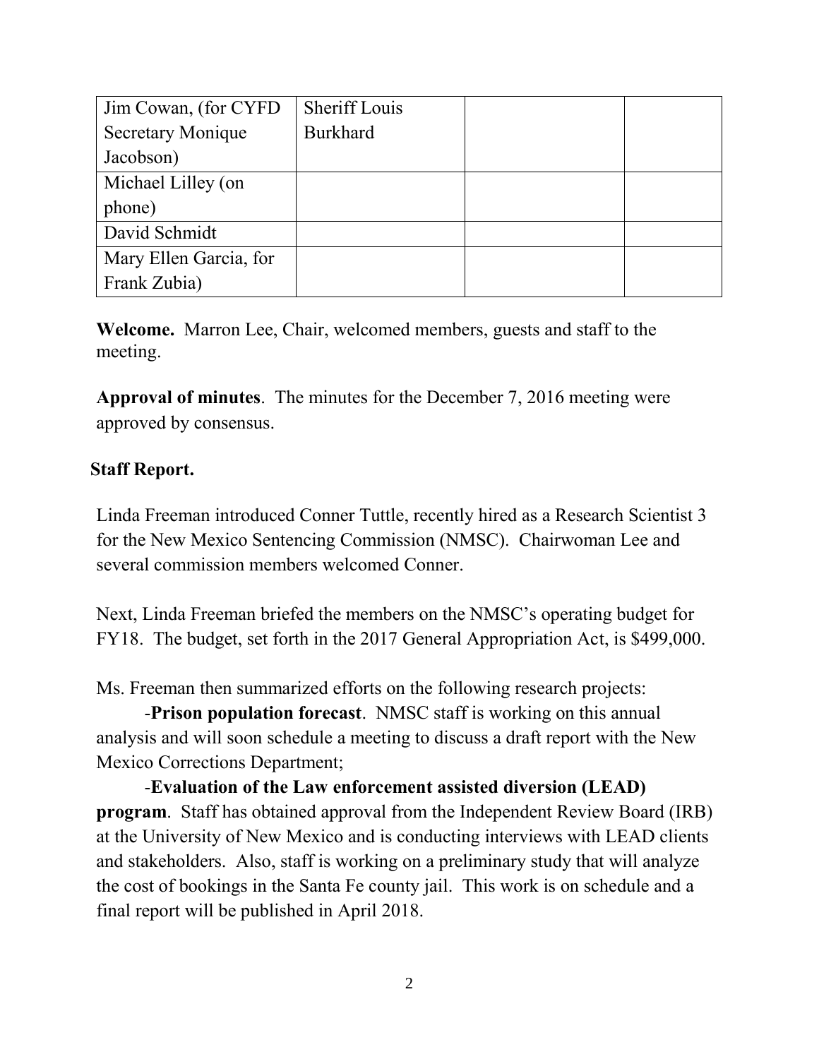| Jim Cowan, (for CYFD Secretary Monique Jacobson) | Sheriff Louis Burkhard | | |
|---|---|---|---|
| Michael Lilley (on phone) | | | |
| David Schmidt | | | |
| Mary Ellen Garcia, for Frank Zubia) | | | |

**Welcome.** Marron Lee, Chair, welcomed members, guests and staff to the meeting.

**Approval of minutes**. The minutes for the December 7, 2016 meeting were approved by consensus.

**Staff Report.**

Linda Freeman introduced Conner Tuttle, recently hired as a Research Scientist 3 for the New Mexico Sentencing Commission (NMSC). Chairwoman Lee and several commission members welcomed Conner.

Next, Linda Freeman briefed the members on the NMSC's operating budget for FY18. The budget, set forth in the 2017 General Appropriation Act, is $499,000.

Ms. Freeman then summarized efforts on the following research projects:

-**Prison population forecast**. NMSC staff is working on this annual analysis and will soon schedule a meeting to discuss a draft report with the New Mexico Corrections Department;

-**Evaluation of the Law enforcement assisted diversion (LEAD) program**. Staff has obtained approval from the Independent Review Board (IRB) at the University of New Mexico and is conducting interviews with LEAD clients and stakeholders. Also, staff is working on a preliminary study that will analyze the cost of bookings in the Santa Fe county jail. This work is on schedule and a final report will be published in April 2018.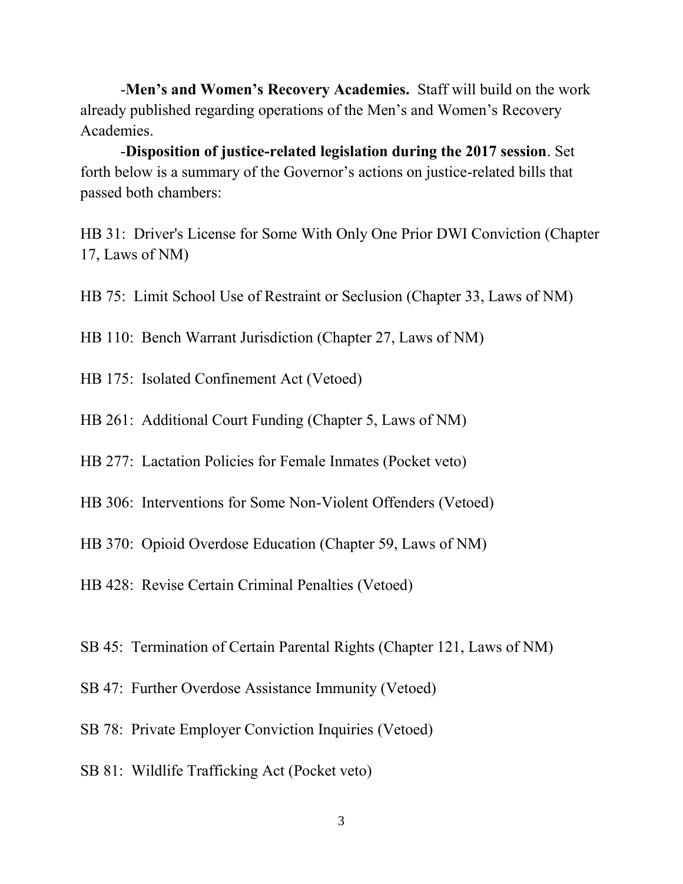-**Men's and Women's Recovery Academies.** Staff will build on the work already published regarding operations of the Men's and Women's Recovery Academies.

-**Disposition of justice-related legislation during the 2017 session**. Set forth below is a summary of the Governor's actions on justice-related bills that passed both chambers:

HB 31: Driver's License for Some With Only One Prior DWI Conviction (Chapter 17, Laws of NM)

HB 75: Limit School Use of Restraint or Seclusion (Chapter 33, Laws of NM)

HB 110: Bench Warrant Jurisdiction (Chapter 27, Laws of NM)

HB 175: Isolated Confinement Act (Vetoed)

HB 261: Additional Court Funding (Chapter 5, Laws of NM)

HB 277: Lactation Policies for Female Inmates (Pocket veto)

HB 306: Interventions for Some Non-Violent Offenders (Vetoed)

HB 370: Opioid Overdose Education (Chapter 59, Laws of NM)

HB 428: Revise Certain Criminal Penalties (Vetoed)

SB 45: Termination of Certain Parental Rights (Chapter 121, Laws of NM)

SB 47: Further Overdose Assistance Immunity (Vetoed)

SB 78: Private Employer Conviction Inquiries (Vetoed)

SB 81: Wildlife Trafficking Act (Pocket veto)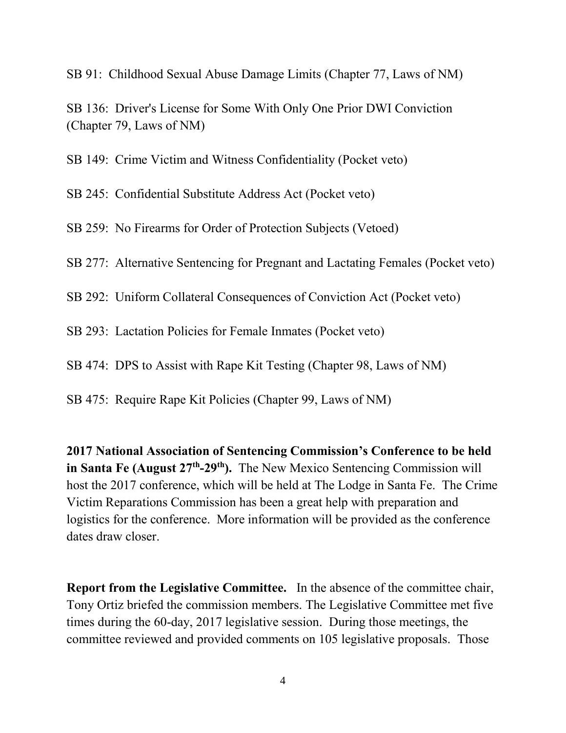SB 91: Childhood Sexual Abuse Damage Limits (Chapter 77, Laws of NM)

SB 136: Driver's License for Some With Only One Prior DWI Conviction (Chapter 79, Laws of NM)

SB 149: Crime Victim and Witness Confidentiality (Pocket veto)

SB 245: Confidential Substitute Address Act (Pocket veto)

SB 259: No Firearms for Order of Protection Subjects (Vetoed)

SB 277: Alternative Sentencing for Pregnant and Lactating Females (Pocket veto)

SB 292: Uniform Collateral Consequences of Conviction Act (Pocket veto)

SB 293: Lactation Policies for Female Inmates (Pocket veto)

SB 474: DPS to Assist with Rape Kit Testing (Chapter 98, Laws of NM)

SB 475: Require Rape Kit Policies (Chapter 99, Laws of NM)

**2017 National Association of Sentencing Commission's Conference to be held in Santa Fe (August 27th-29th).** The New Mexico Sentencing Commission will host the 2017 conference, which will be held at The Lodge in Santa Fe. The Crime Victim Reparations Commission has been a great help with preparation and logistics for the conference. More information will be provided as the conference dates draw closer.

**Report from the Legislative Committee.** In the absence of the committee chair, Tony Ortiz briefed the commission members. The Legislative Committee met five times during the 60-day, 2017 legislative session. During those meetings, the committee reviewed and provided comments on 105 legislative proposals. Those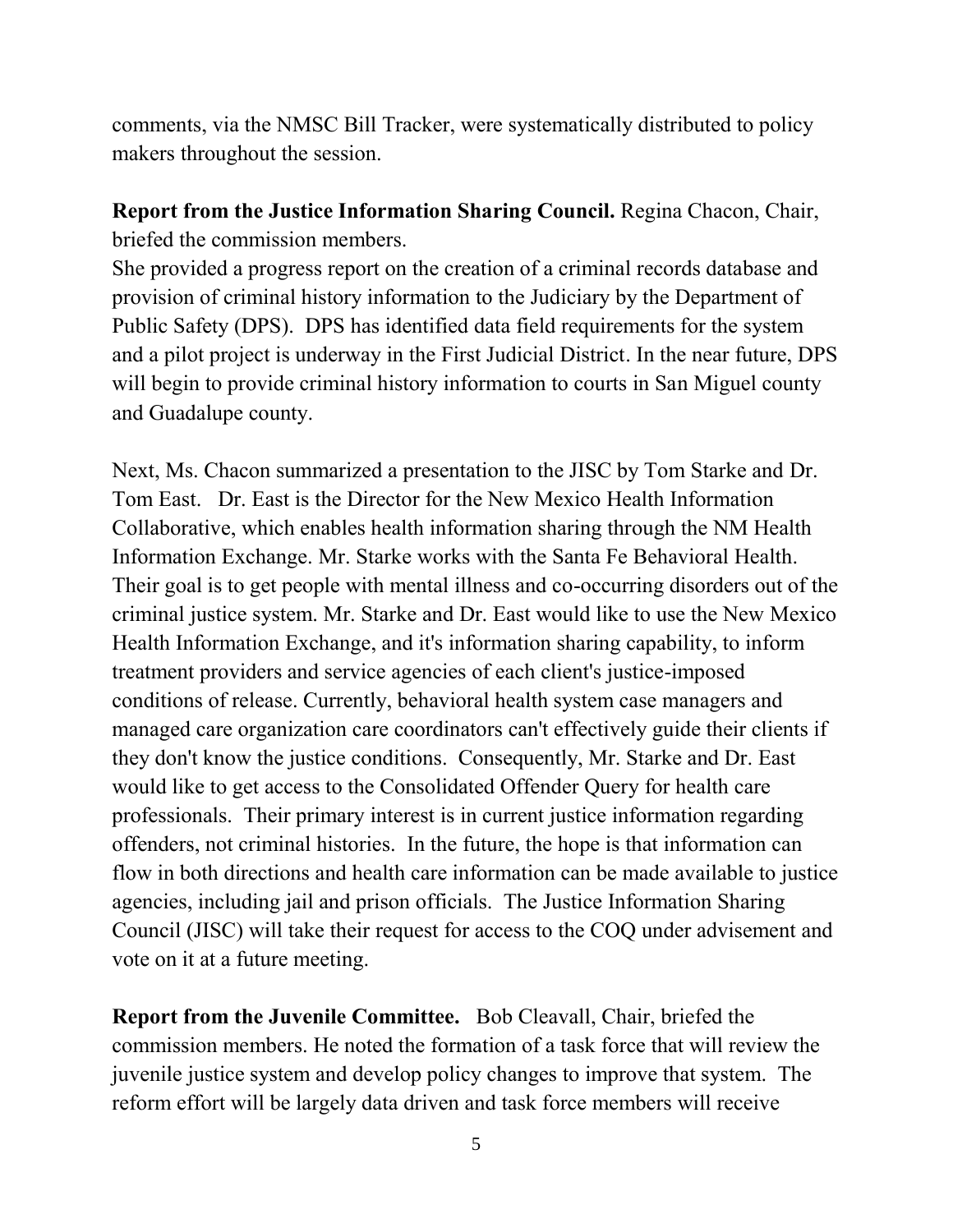comments, via the NMSC Bill Tracker, were systematically distributed to policy makers throughout the session.

**Report from the Justice Information Sharing Council.** Regina Chacon, Chair, briefed the commission members.
She provided a progress report on the creation of a criminal records database and provision of criminal history information to the Judiciary by the Department of Public Safety (DPS). DPS has identified data field requirements for the system and a pilot project is underway in the First Judicial District. In the near future, DPS will begin to provide criminal history information to courts in San Miguel county and Guadalupe county.

Next, Ms. Chacon summarized a presentation to the JISC by Tom Starke and Dr. Tom East. Dr. East is the Director for the New Mexico Health Information Collaborative, which enables health information sharing through the NM Health Information Exchange. Mr. Starke works with the Santa Fe Behavioral Health. Their goal is to get people with mental illness and co-occurring disorders out of the criminal justice system. Mr. Starke and Dr. East would like to use the New Mexico Health Information Exchange, and it's information sharing capability, to inform treatment providers and service agencies of each client's justice-imposed conditions of release. Currently, behavioral health system case managers and managed care organization care coordinators can't effectively guide their clients if they don't know the justice conditions. Consequently, Mr. Starke and Dr. East would like to get access to the Consolidated Offender Query for health care professionals. Their primary interest is in current justice information regarding offenders, not criminal histories. In the future, the hope is that information can flow in both directions and health care information can be made available to justice agencies, including jail and prison officials. The Justice Information Sharing Council (JISC) will take their request for access to the COQ under advisement and vote on it at a future meeting.

**Report from the Juvenile Committee.** Bob Cleavall, Chair, briefed the commission members. He noted the formation of a task force that will review the juvenile justice system and develop policy changes to improve that system. The reform effort will be largely data driven and task force members will receive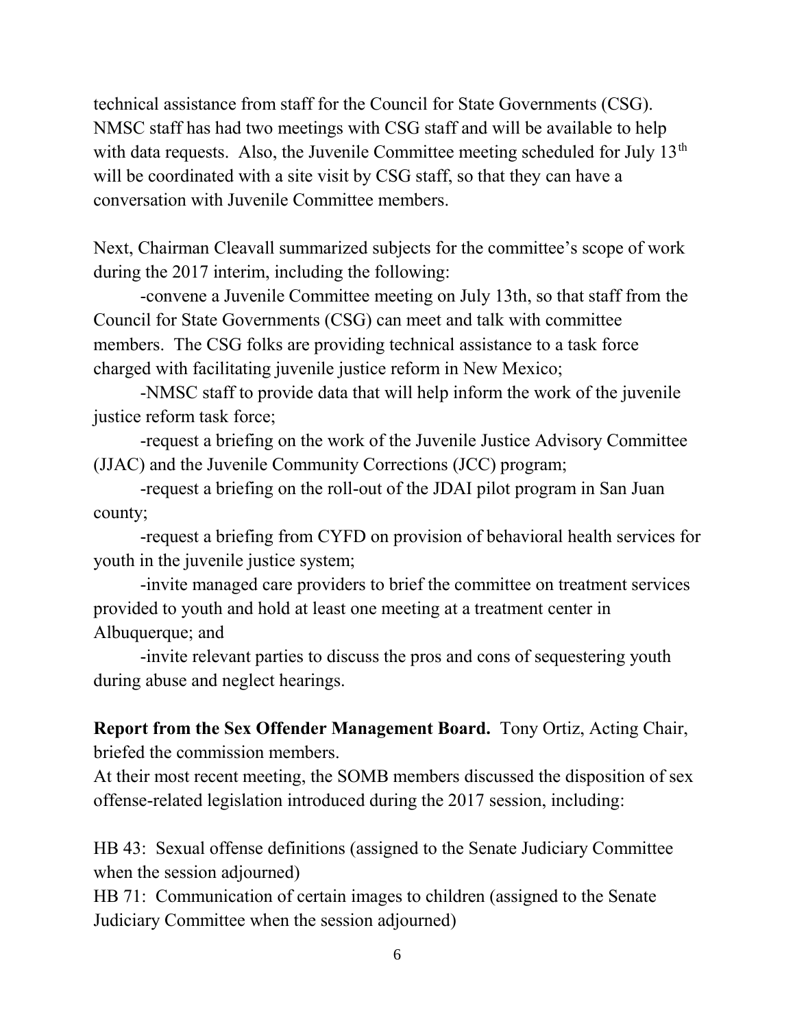technical assistance from staff for the Council for State Governments (CSG). NMSC staff has had two meetings with CSG staff and will be available to help with data requests. Also, the Juvenile Committee meeting scheduled for July 13th will be coordinated with a site visit by CSG staff, so that they can have a conversation with Juvenile Committee members.

Next, Chairman Cleavall summarized subjects for the committee's scope of work during the 2017 interim, including the following:

-convene a Juvenile Committee meeting on July 13th, so that staff from the Council for State Governments (CSG) can meet and talk with committee members. The CSG folks are providing technical assistance to a task force charged with facilitating juvenile justice reform in New Mexico;

-NMSC staff to provide data that will help inform the work of the juvenile justice reform task force;

-request a briefing on the work of the Juvenile Justice Advisory Committee (JJAC) and the Juvenile Community Corrections (JCC) program;

-request a briefing on the roll-out of the JDAI pilot program in San Juan county;

-request a briefing from CYFD on provision of behavioral health services for youth in the juvenile justice system;

-invite managed care providers to brief the committee on treatment services provided to youth and hold at least one meeting at a treatment center in Albuquerque; and

-invite relevant parties to discuss the pros and cons of sequestering youth during abuse and neglect hearings.

**Report from the Sex Offender Management Board.** Tony Ortiz, Acting Chair, briefed the commission members.

At their most recent meeting, the SOMB members discussed the disposition of sex offense-related legislation introduced during the 2017 session, including:

HB 43: Sexual offense definitions (assigned to the Senate Judiciary Committee when the session adjourned)

HB 71: Communication of certain images to children (assigned to the Senate Judiciary Committee when the session adjourned)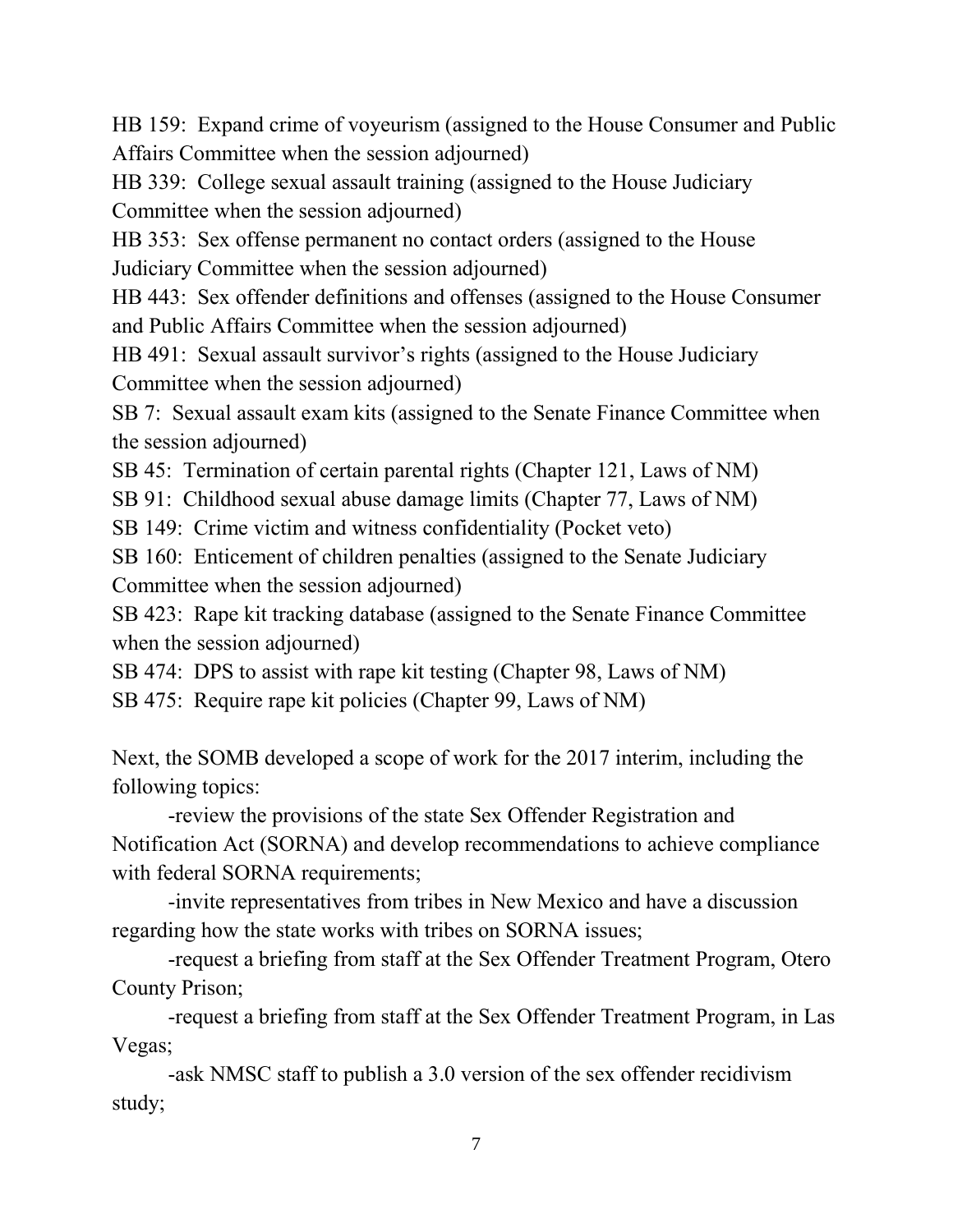HB 159: Expand crime of voyeurism (assigned to the House Consumer and Public Affairs Committee when the session adjourned)

HB 339: College sexual assault training (assigned to the House Judiciary Committee when the session adjourned)

HB 353: Sex offense permanent no contact orders (assigned to the House Judiciary Committee when the session adjourned)

HB 443: Sex offender definitions and offenses (assigned to the House Consumer and Public Affairs Committee when the session adjourned)

HB 491: Sexual assault survivor's rights (assigned to the House Judiciary Committee when the session adjourned)

SB 7: Sexual assault exam kits (assigned to the Senate Finance Committee when the session adjourned)

SB 45: Termination of certain parental rights (Chapter 121, Laws of NM)

SB 91: Childhood sexual abuse damage limits (Chapter 77, Laws of NM)

SB 149: Crime victim and witness confidentiality (Pocket veto)

SB 160: Enticement of children penalties (assigned to the Senate Judiciary Committee when the session adjourned)

SB 423: Rape kit tracking database (assigned to the Senate Finance Committee when the session adjourned)

SB 474: DPS to assist with rape kit testing (Chapter 98, Laws of NM)

SB 475: Require rape kit policies (Chapter 99, Laws of NM)

Next, the SOMB developed a scope of work for the 2017 interim, including the following topics:

-review the provisions of the state Sex Offender Registration and Notification Act (SORNA) and develop recommendations to achieve compliance with federal SORNA requirements;

-invite representatives from tribes in New Mexico and have a discussion regarding how the state works with tribes on SORNA issues;

-request a briefing from staff at the Sex Offender Treatment Program, Otero County Prison;

-request a briefing from staff at the Sex Offender Treatment Program, in Las Vegas;

-ask NMSC staff to publish a 3.0 version of the sex offender recidivism study;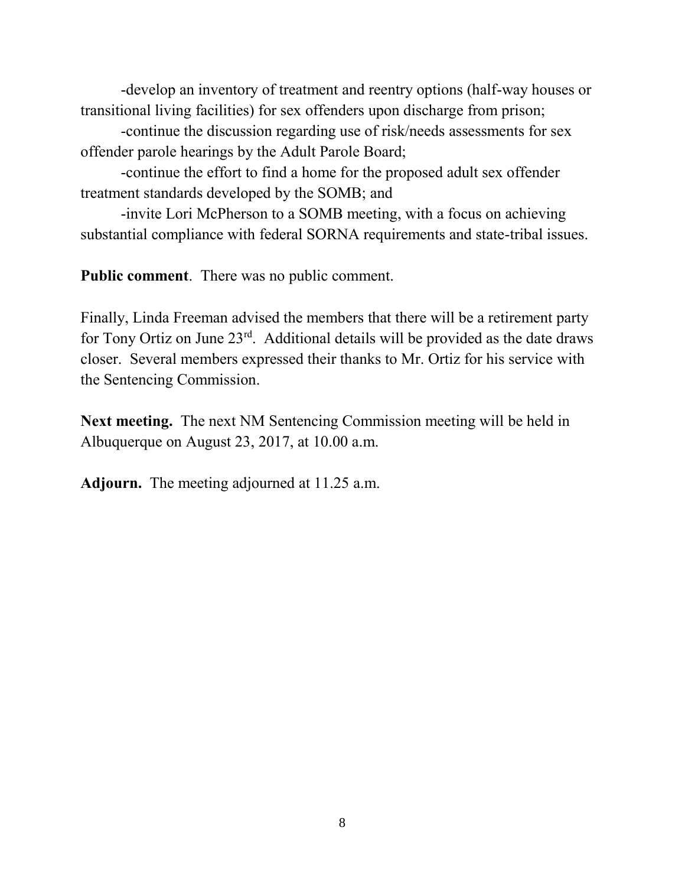-develop an inventory of treatment and reentry options (half-way houses or transitional living facilities) for sex offenders upon discharge from prison;

-continue the discussion regarding use of risk/needs assessments for sex offender parole hearings by the Adult Parole Board;

-continue the effort to find a home for the proposed adult sex offender treatment standards developed by the SOMB; and

-invite Lori McPherson to a SOMB meeting, with a focus on achieving substantial compliance with federal SORNA requirements and state-tribal issues.

**Public comment**. There was no public comment.

Finally, Linda Freeman advised the members that there will be a retirement party for Tony Ortiz on June 23rd. Additional details will be provided as the date draws closer. Several members expressed their thanks to Mr. Ortiz for his service with the Sentencing Commission.

**Next meeting.** The next NM Sentencing Commission meeting will be held in Albuquerque on August 23, 2017, at 10.00 a.m.

**Adjourn.** The meeting adjourned at 11.25 a.m.